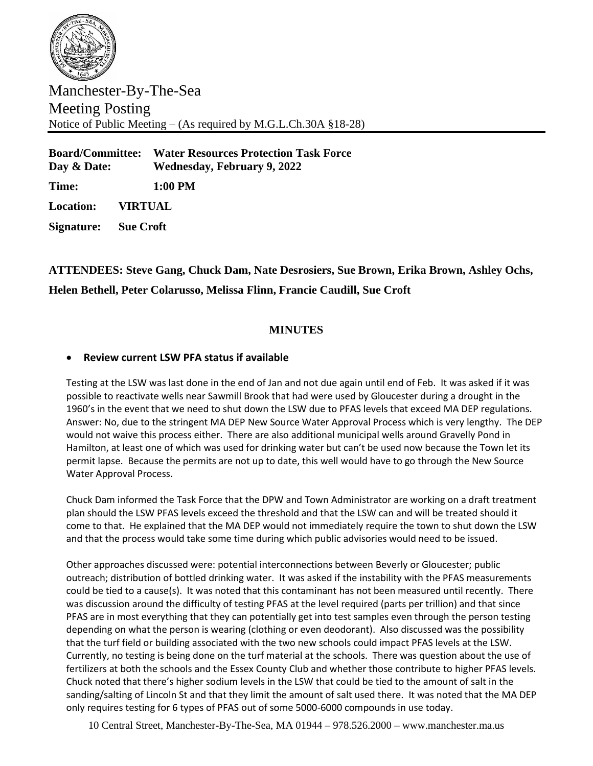Manchester-By-The-Sea
Meeting Posting
Notice of Public Meeting – (As required by M.G.L.Ch.30A §18-28)

**Board/Committee:** **Water Resources Protection Task Force**
**Day & Date:** **Wednesday, February 9, 2022**

**Time:** **1:00 PM**

**Location:** **VIRTUAL**

**Signature:** **Sue Croft**

**ATTENDEES: Steve Gang, Chuck Dam, Nate Desrosiers, Sue Brown, Erika Brown, Ashley Ochs, Helen Bethell, Peter Colarusso, Melissa Flinn, Francie Caudill, Sue Croft**

## MINUTES

- **Review current LSW PFA status if available**

Testing at the LSW was last done in the end of Jan and not due again until end of Feb. It was asked if it was possible to reactivate wells near Sawmill Brook that had were used by Gloucester during a drought in the 1960's in the event that we need to shut down the LSW due to PFAS levels that exceed MA DEP regulations. Answer: No, due to the stringent MA DEP New Source Water Approval Process which is very lengthy. The DEP would not waive this process either. There are also additional municipal wells around Gravelly Pond in Hamilton, at least one of which was used for drinking water but can't be used now because the Town let its permit lapse. Because the permits are not up to date, this well would have to go through the New Source Water Approval Process.

Chuck Dam informed the Task Force that the DPW and Town Administrator are working on a draft treatment plan should the LSW PFAS levels exceed the threshold and that the LSW can and will be treated should it come to that. He explained that the MA DEP would not immediately require the town to shut down the LSW and that the process would take some time during which public advisories would need to be issued.

Other approaches discussed were: potential interconnections between Beverly or Gloucester; public outreach; distribution of bottled drinking water. It was asked if the instability with the PFAS measurements could be tied to a cause(s). It was noted that this contaminant has not been measured until recently. There was discussion around the difficulty of testing PFAS at the level required (parts per trillion) and that since PFAS are in most everything that they can potentially get into test samples even through the person testing depending on what the person is wearing (clothing or even deodorant). Also discussed was the possibility that the turf field or building associated with the two new schools could impact PFAS levels at the LSW. Currently, no testing is being done on the turf material at the schools. There was question about the use of fertilizers at both the schools and the Essex County Club and whether those contribute to higher PFAS levels. Chuck noted that there's higher sodium levels in the LSW that could be tied to the amount of salt in the sanding/salting of Lincoln St and that they limit the amount of salt used there. It was noted that the MA DEP only requires testing for 6 types of PFAS out of some 5000-6000 compounds in use today.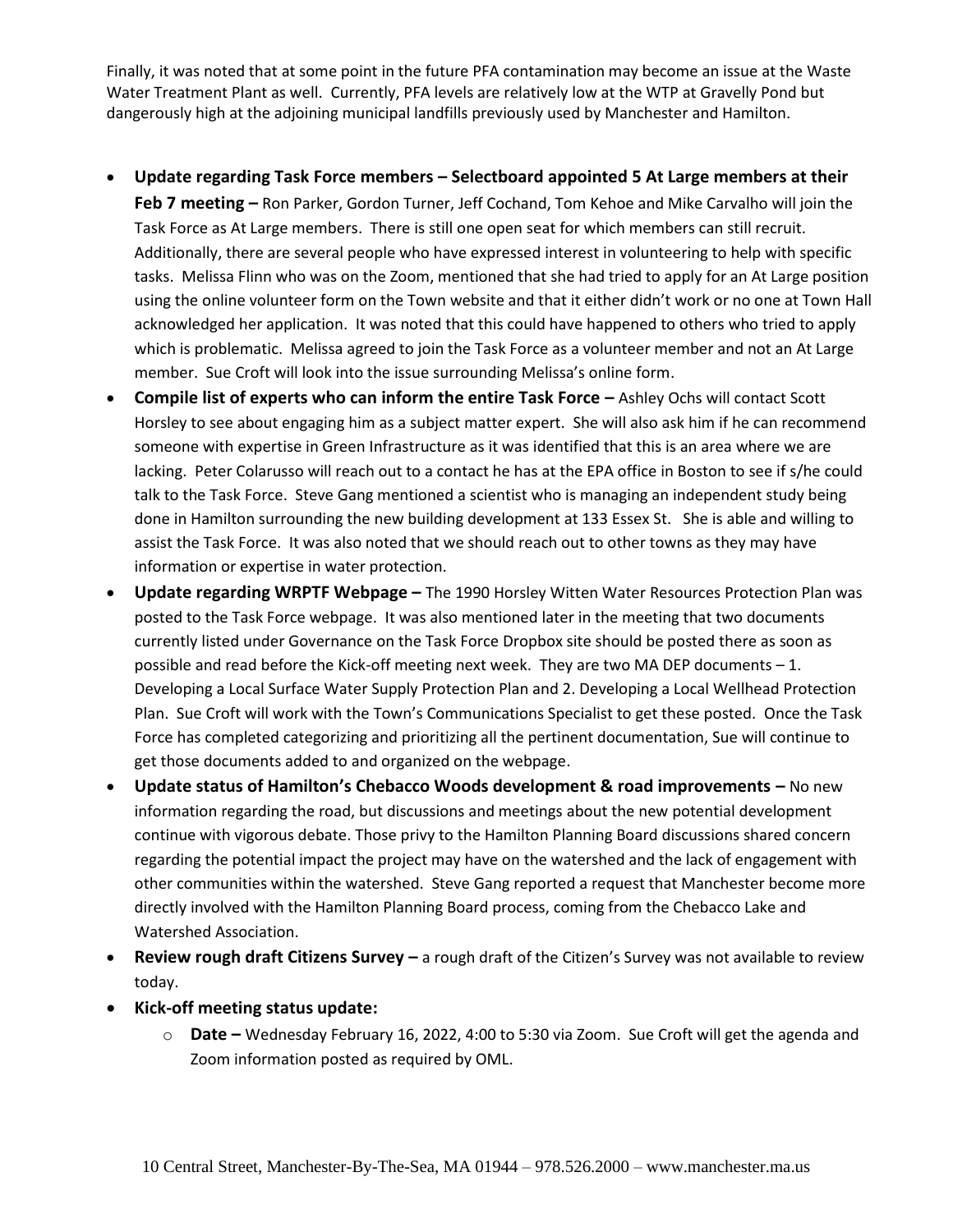Finally, it was noted that at some point in the future PFA contamination may become an issue at the Waste Water Treatment Plant as well. Currently, PFA levels are relatively low at the WTP at Gravelly Pond but dangerously high at the adjoining municipal landfills previously used by Manchester and Hamilton.

- **Update regarding Task Force members – Selectboard appointed 5 At Large members at their Feb 7 meeting –** Ron Parker, Gordon Turner, Jeff Cochand, Tom Kehoe and Mike Carvalho will join the Task Force as At Large members. There is still one open seat for which members can still recruit. Additionally, there are several people who have expressed interest in volunteering to help with specific tasks. Melissa Flinn who was on the Zoom, mentioned that she had tried to apply for an At Large position using the online volunteer form on the Town website and that it either didn't work or no one at Town Hall acknowledged her application. It was noted that this could have happened to others who tried to apply which is problematic. Melissa agreed to join the Task Force as a volunteer member and not an At Large member. Sue Croft will look into the issue surrounding Melissa's online form.
- **Compile list of experts who can inform the entire Task Force –** Ashley Ochs will contact Scott Horsley to see about engaging him as a subject matter expert. She will also ask him if he can recommend someone with expertise in Green Infrastructure as it was identified that this is an area where we are lacking. Peter Colarusso will reach out to a contact he has at the EPA office in Boston to see if s/he could talk to the Task Force. Steve Gang mentioned a scientist who is managing an independent study being done in Hamilton surrounding the new building development at 133 Essex St. She is able and willing to assist the Task Force. It was also noted that we should reach out to other towns as they may have information or expertise in water protection.
- **Update regarding WRPTF Webpage –** The 1990 Horsley Witten Water Resources Protection Plan was posted to the Task Force webpage. It was also mentioned later in the meeting that two documents currently listed under Governance on the Task Force Dropbox site should be posted there as soon as possible and read before the Kick-off meeting next week. They are two MA DEP documents – 1. Developing a Local Surface Water Supply Protection Plan and 2. Developing a Local Wellhead Protection Plan. Sue Croft will work with the Town's Communications Specialist to get these posted. Once the Task Force has completed categorizing and prioritizing all the pertinent documentation, Sue will continue to get those documents added to and organized on the webpage.
- **Update status of Hamilton's Chebacco Woods development & road improvements –** No new information regarding the road, but discussions and meetings about the new potential development continue with vigorous debate. Those privy to the Hamilton Planning Board discussions shared concern regarding the potential impact the project may have on the watershed and the lack of engagement with other communities within the watershed. Steve Gang reported a request that Manchester become more directly involved with the Hamilton Planning Board process, coming from the Chebacco Lake and Watershed Association.
- **Review rough draft Citizens Survey –** a rough draft of the Citizen's Survey was not available to review today.
- **Kick-off meeting status update:**
  - **Date –** Wednesday February 16, 2022, 4:00 to 5:30 via Zoom. Sue Croft will get the agenda and Zoom information posted as required by OML.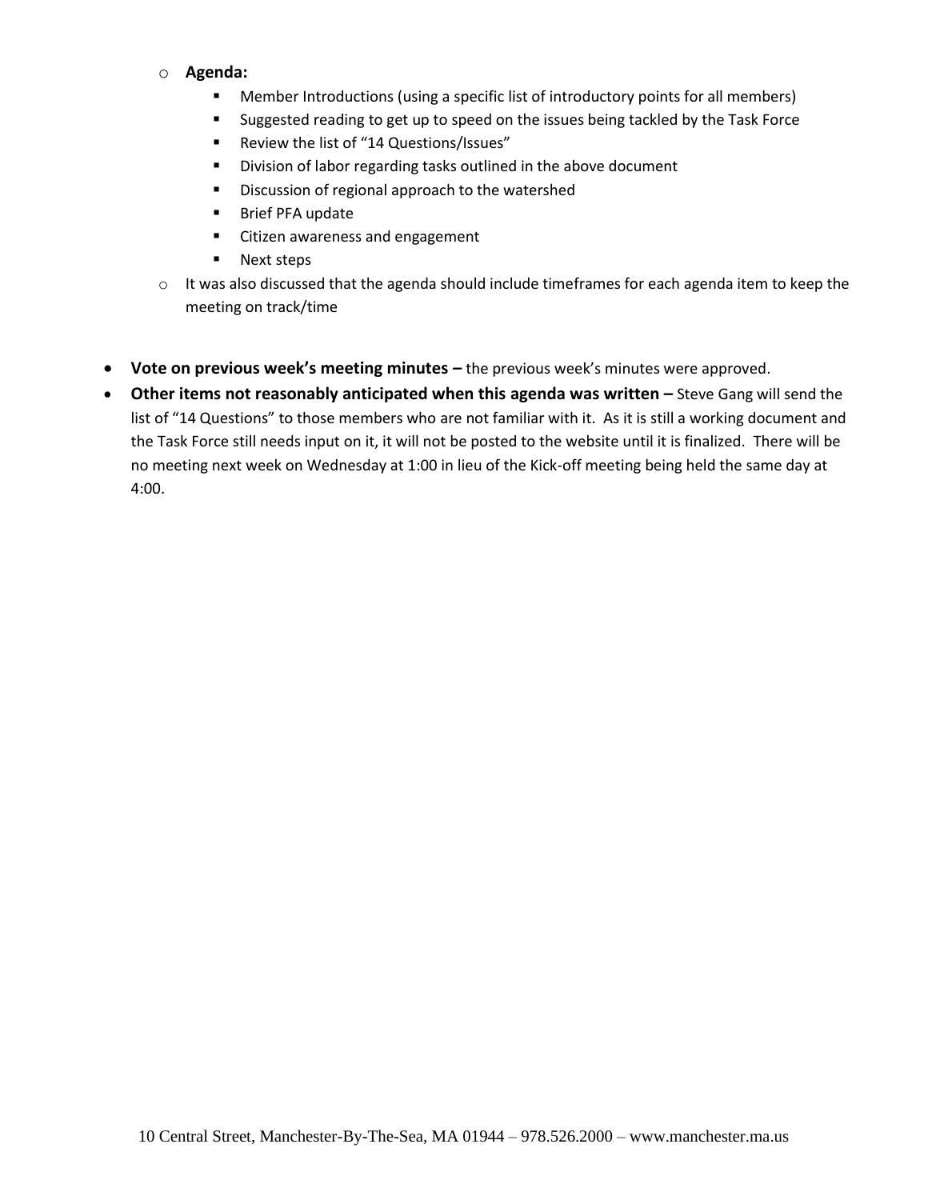- **Agenda:**
    - Member Introductions (using a specific list of introductory points for all members)
    - Suggested reading to get up to speed on the issues being tackled by the Task Force
    - Review the list of "14 Questions/Issues"
    - Division of labor regarding tasks outlined in the above document
    - Discussion of regional approach to the watershed
    - Brief PFA update
    - Citizen awareness and engagement
    - Next steps
  - It was also discussed that the agenda should include timeframes for each agenda item to keep the meeting on track/time

- **Vote on previous week's meeting minutes –** the previous week's minutes were approved.
- **Other items not reasonably anticipated when this agenda was written –** Steve Gang will send the list of "14 Questions" to those members who are not familiar with it. As it is still a working document and the Task Force still needs input on it, it will not be posted to the website until it is finalized. There will be no meeting next week on Wednesday at 1:00 in lieu of the Kick-off meeting being held the same day at 4:00.